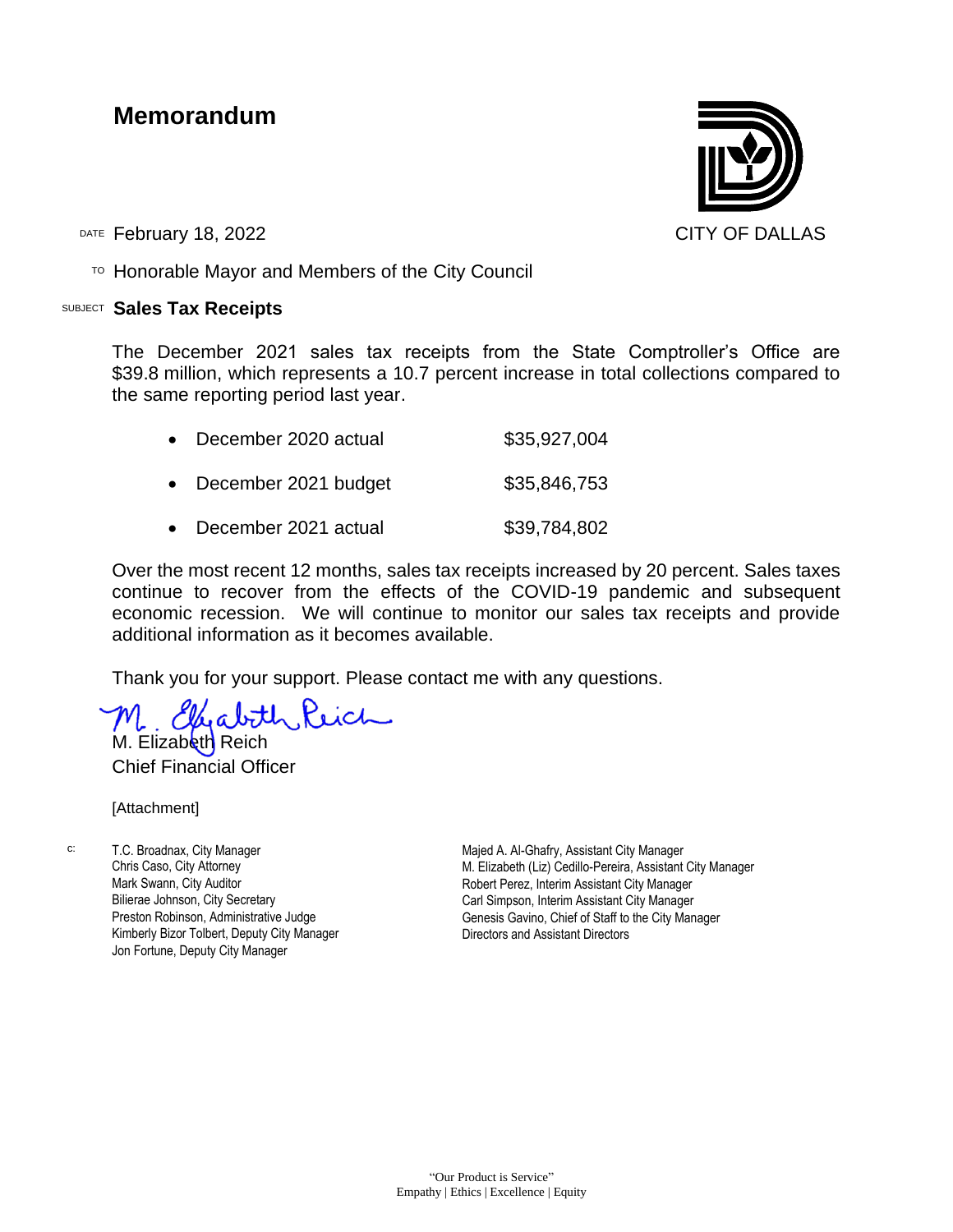# Memorandum

CITY OF DALLAS

DATE February 18, 2022

TO Honorable Mayor and Members of the City Council

SUBJECT **Sales Tax Receipts**

The December 2021 sales tax receipts from the State Comptroller's Office are $39.8 million, which represents a 10.7 percent increase in total collections compared to the same reporting period last year.

- December 2020 actual $35,927,004
- December 2021 budget $35,846,753
- December 2021 actual $39,784,802

Over the most recent 12 months, sales tax receipts increased by 20 percent. Sales taxes continue to recover from the effects of the COVID-19 pandemic and subsequent economic recession. We will continue to monitor our sales tax receipts and provide additional information as it becomes available.

Thank you for your support. Please contact me with any questions.

M. Elizabeth Reich
Chief Financial Officer

[Attachment]

c:
T.C. Broadnax, City Manager
Chris Caso, City Attorney
Mark Swann, City Auditor
Bilierae Johnson, City Secretary
Preston Robinson, Administrative Judge
Kimberly Bizor Tolbert, Deputy City Manager
Jon Fortune, Deputy City Manager
Majed A. Al-Ghafry, Assistant City Manager
M. Elizabeth (Liz) Cedillo-Pereira, Assistant City Manager
Robert Perez, Interim Assistant City Manager
Carl Simpson, Interim Assistant City Manager
Genesis Gavino, Chief of Staff to the City Manager
Directors and Assistant Directors

"Our Product is Service"
Empathy | Ethics | Excellence | Equity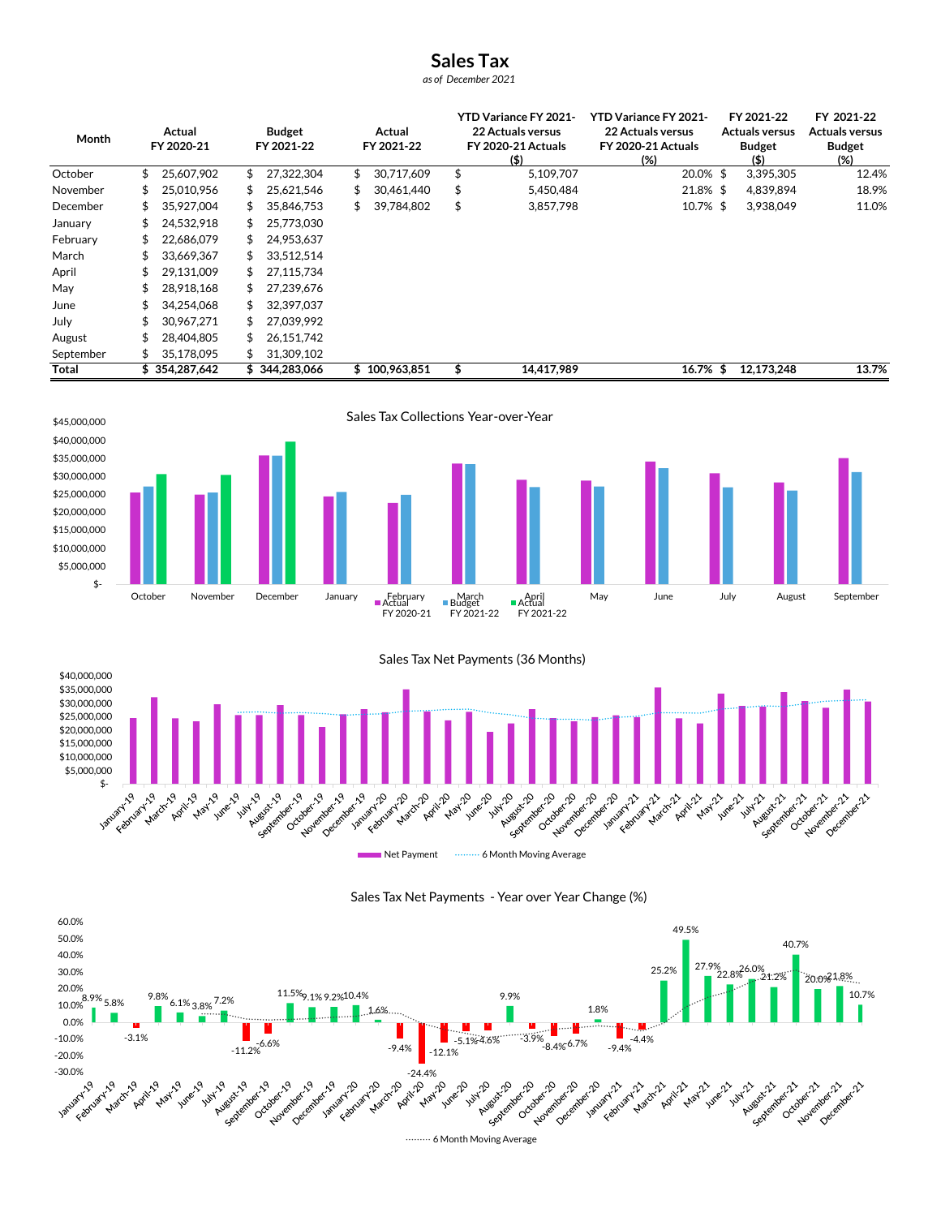# Sales Tax

*as of December 2021*

| Month | Actual FY 2020-21 | Budget FY 2021-22 | Actual FY 2021-22 | YTD Variance FY 2021-22 Actuals versus FY 2020-21 Actuals ($) | YTD Variance FY 2021-22 Actuals versus FY 2020-21 Actuals (%) | FY 2021-22 Actuals versus Budget ($) | FY 2021-22 Actuals versus Budget (%) |
|---|---|---|---|---|---|---|---|
| October | $ 25,607,902 | $ 27,322,304 | $ 30,717,609 | $ 5,109,707 | 20.0% | $ 3,395,305 | 12.4% |
| November | $ 25,010,956 | $ 25,621,546 | $ 30,461,440 | $ 5,450,484 | 21.8% | $ 4,839,894 | 18.9% |
| December | $ 35,927,004 | $ 35,846,753 | $ 39,784,802 | $ 3,857,798 | 10.7% | $ 3,938,049 | 11.0% |
| January | $ 24,532,918 | $ 25,773,030 | | | | | |
| February | $ 22,686,079 | $ 24,953,637 | | | | | |
| March | $ 33,669,367 | $ 33,512,514 | | | | | |
| April | $ 29,131,009 | $ 27,115,734 | | | | | |
| May | $ 28,918,168 | $ 27,239,676 | | | | | |
| June | $ 34,254,068 | $ 32,397,037 | | | | | |
| July | $ 30,967,271 | $ 27,039,992 | | | | | |
| August | $ 28,404,805 | $ 26,151,742 | | | | | |
| September | $ 35,178,095 | $ 31,309,102 | | | | | |
| **Total** | **$ 354,287,642** | **$ 344,283,066** | **$ 100,963,851** | **$ 14,417,989** | **16.7%** | **$ 12,173,248** | **13.7%** |

Sales Tax Collections Year-over-Year

$45,000,000
$40,000,000
$35,000,000
$30,000,000
$25,000,000
$20,000,000
$15,000,000
$10,000,000
$5,000,000
$-

October November December January February March April May June July August September

Actual FY 2020-21 | Budget FY 2021-22 | Actual FY 2021-22

Sales Tax Net Payments (36 Months)

$40,000,000
$35,000,000
$30,000,000
$25,000,000
$20,000,000
$15,000,000
$10,000,000
$5,000,000
$-

January-19 February-19 March-19 April-19 May-19 June-19 July-19 August-19 September-19 October-19 November-19 December-19 January-20 February-20 March-20 April-20 May-20 June-20 July-20 August-20 September-20 October-20 November-20 December-20 January-21 February-21 March-21 April-21 May-21 June-21 July-21 August-21 September-21 October-21 November-21 December-21

Net Payment | 6 Month Moving Average

Sales Tax Net Payments - Year over Year Change (%)

60.0%
50.0%
40.0%
30.0%
20.0%
10.0%
0.0%
-10.0%
-20.0%
-30.0%

8.9% 5.8% -3.1% 9.8% 6.1% 3.8% 7.2% -11.2% -6.6% 11.5% 9.1% 9.2% 10.4% 1.6% -9.4% -24.4% -12.1% -5.1% -4.6% 9.9% -3.9% -8.4% -6.7% 1.8% -9.4% -4.4% 25.2% 49.5% 27.9% 22.8% 26.0% 21.2% 40.7% 20.0% 21.8% 10.7%

January-19 February-19 March-19 April-19 May-19 June-19 July-19 August-19 September-19 October-19 November-19 December-19 January-20 February-20 March-20 April-20 May-20 June-20 July-20 August-20 September-20 October-20 November-20 December-20 January-21 February-21 March-21 April-21 May-21 June-21 July-21 August-21 September-21 October-21 November-21 December-21

6 Month Moving Average